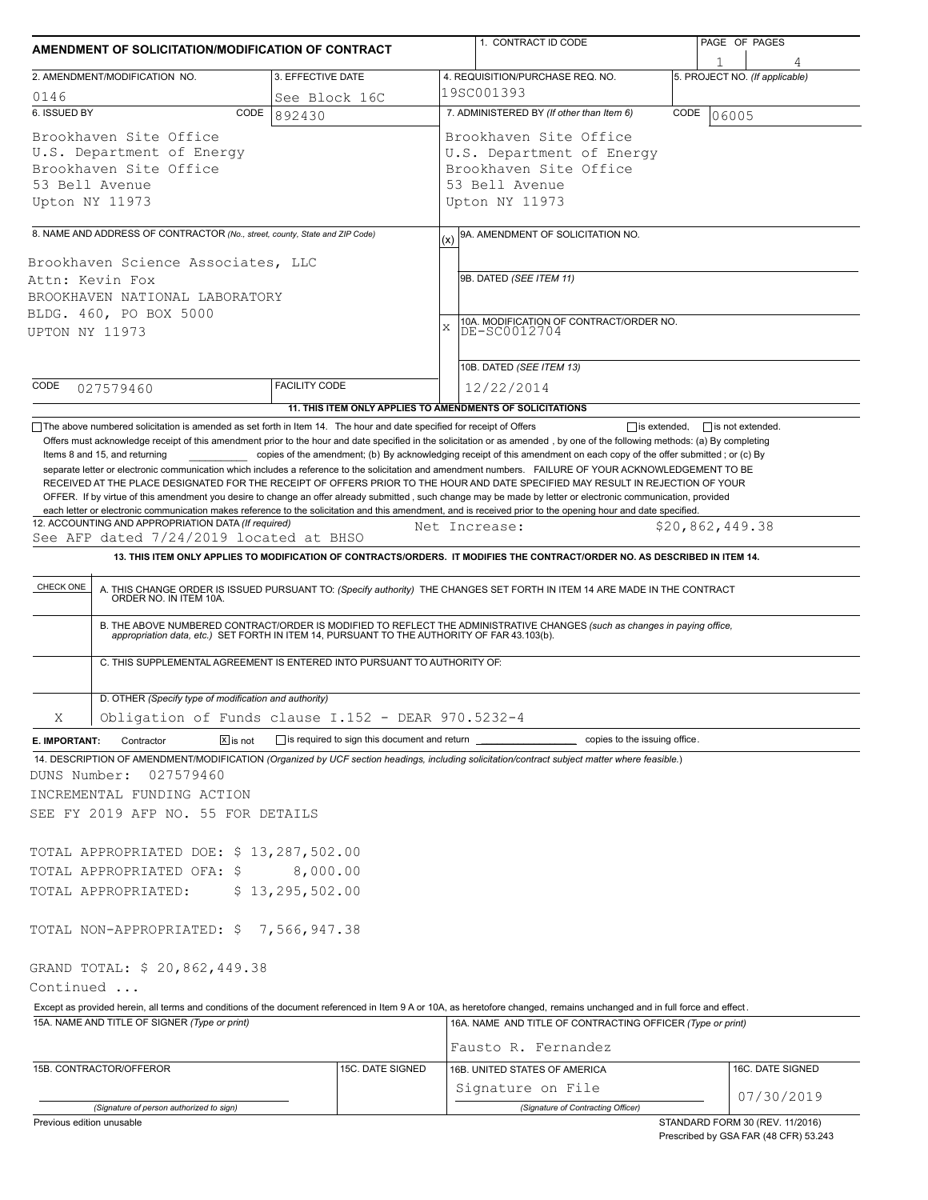# AMENDMENT OF SOLICITATION/MODIFICATION OF CONTRACT

| 1. CONTRACT ID CODE | PAGE OF PAGES |
|---|---|
| | 1 of 4 |

| 2. AMENDMENT/MODIFICATION NO. | 3. EFFECTIVE DATE | 4. REQUISITION/PURCHASE REQ. NO. | 5. PROJECT NO. (If applicable) |
|---|---|---|---|
| 0146 | See Block 16C | 19SC001393 | |

| 6. ISSUED BY CODE 892430 | 7. ADMINISTERED BY (If other than Item 6) CODE 06005 |
|---|---|
| Brookhaven Site Office<br>U.S. Department of Energy<br>Brookhaven Site Office<br>53 Bell Avenue<br>Upton NY 11973 | Brookhaven Site Office<br>U.S. Department of Energy<br>Brookhaven Site Office<br>53 Bell Avenue<br>Upton NY 11973 |

**8. NAME AND ADDRESS OF CONTRACTOR** (No., street, county, State and ZIP Code)

Brookhaven Science Associates, LLC
Attn: Kevin Fox
BROOKHAVEN NATIONAL LABORATORY
BLDG. 460, PO BOX 5000
UPTON NY 11973

CODE 027579460 FACILITY CODE

(x) 9A. AMENDMENT OF SOLICITATION NO.

9B. DATED (SEE ITEM 11)

X 10A. MODIFICATION OF CONTRACT/ORDER NO.
DE-SC0012704

10B. DATED (SEE ITEM 13)
12/22/2014

**11. THIS ITEM ONLY APPLIES TO AMENDMENTS OF SOLICITATIONS**

☐ The above numbered solicitation is amended as set forth in Item 14. The hour and date specified for receipt of Offers ☐ is extended, ☐ is not extended.

Offers must acknowledge receipt of this amendment prior to the hour and date specified in the solicitation or as amended , by one of the following methods: (a) By completing Items 8 and 15, and returning __________ copies of the amendment; (b) By acknowledging receipt of this amendment on each copy of the offer submitted ; or (c) By separate letter or electronic communication which includes a reference to the solicitation and amendment numbers. FAILURE OF YOUR ACKNOWLEDGEMENT TO BE RECEIVED AT THE PLACE DESIGNATED FOR THE RECEIPT OF OFFERS PRIOR TO THE HOUR AND DATE SPECIFIED MAY RESULT IN REJECTION OF YOUR OFFER. If by virtue of this amendment you desire to change an offer already submitted , such change may be made by letter or electronic communication, provided each letter or electronic communication makes reference to the solicitation and this amendment, and is received prior to the opening hour and date specified.

**12. ACCOUNTING AND APPROPRIATION DATA** (If required)
See AFP dated 7/24/2019 located at BHSO Net Increase: $20,862,449.38

**13. THIS ITEM ONLY APPLIES TO MODIFICATION OF CONTRACTS/ORDERS. IT MODIFIES THE CONTRACT/ORDER NO. AS DESCRIBED IN ITEM 14.**

| CHECK ONE | |
|---|---|
| | A. THIS CHANGE ORDER IS ISSUED PURSUANT TO: (Specify authority) THE CHANGES SET FORTH IN ITEM 14 ARE MADE IN THE CONTRACT ORDER NO. IN ITEM 10A. |
| | B. THE ABOVE NUMBERED CONTRACT/ORDER IS MODIFIED TO REFLECT THE ADMINISTRATIVE CHANGES (such as changes in paying office, appropriation data, etc.) SET FORTH IN ITEM 14, PURSUANT TO THE AUTHORITY OF FAR 43.103(b). |
| | C. THIS SUPPLEMENTAL AGREEMENT IS ENTERED INTO PURSUANT TO AUTHORITY OF: |
| X | D. OTHER (Specify type of modification and authority)<br>Obligation of Funds clause I.152 - DEAR 970.5232-4 |

**E. IMPORTANT:** Contractor ☒ is not ☐ is required to sign this document and return __________ copies to the issuing office.

**14. DESCRIPTION OF AMENDMENT/MODIFICATION** (Organized by UCF section headings, including solicitation/contract subject matter where feasible.)

DUNS Number: 027579460
INCREMENTAL FUNDING ACTION
SEE FY 2019 AFP NO. 55 FOR DETAILS

TOTAL APPROPRIATED DOE: $ 13,287,502.00
TOTAL APPROPRIATED OFA: $ 8,000.00
TOTAL APPROPRIATED: $ 13,295,502.00

TOTAL NON-APPROPRIATED: $ 7,566,947.38

GRAND TOTAL: $ 20,862,449.38
Continued ...

Except as provided herein, all terms and conditions of the document referenced in Item 9 A or 10A, as heretofore changed, remains unchanged and in full force and effect.

| 15A. NAME AND TITLE OF SIGNER (Type or print) | | 16A. NAME AND TITLE OF CONTRACTING OFFICER (Type or print) | |
|---|---|---|---|
| | | Fausto R. Fernandez | |
| 15B. CONTRACTOR/OFFEROR | 15C. DATE SIGNED | 16B. UNITED STATES OF AMERICA | 16C. DATE SIGNED |
| (Signature of person authorized to sign) | | Signature on File<br>(Signature of Contracting Officer) | 07/30/2019 |

Previous edition unusable

STANDARD FORM 30 (REV. 11/2016)
Prescribed by GSA FAR (48 CFR) 53.243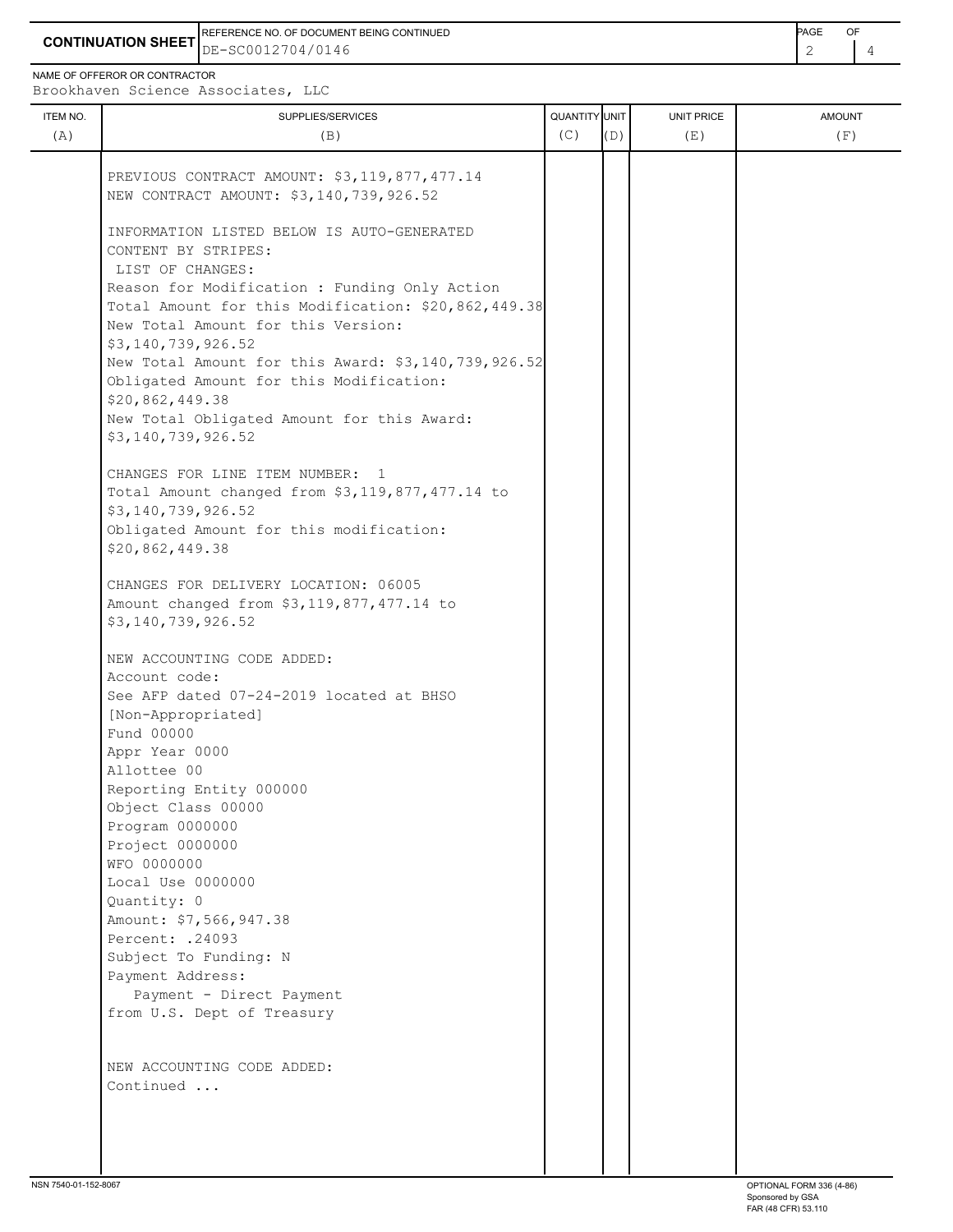**CONTINUATION SHEET**

REFERENCE NO. OF DOCUMENT BEING CONTINUED: DE-SC0012704/0146

NAME OF OFFEROR OR CONTRACTOR: Brookhaven Science Associates, LLC

| ITEM NO. (A) | SUPPLIES/SERVICES (B) | QUANTITY (C) | UNIT (D) | UNIT PRICE (E) | AMOUNT (F) |
|---|---|---|---|---|---|
| | PREVIOUS CONTRACT AMOUNT: $3,119,877,477.14<br>NEW CONTRACT AMOUNT: $3,140,739,926.52<br><br>INFORMATION LISTED BELOW IS AUTO-GENERATED CONTENT BY STRIPES:<br>LIST OF CHANGES:<br>Reason for Modification : Funding Only Action<br>Total Amount for this Modification: $20,862,449.38<br>New Total Amount for this Version: $3,140,739,926.52<br>New Total Amount for this Award: $3,140,739,926.52<br>Obligated Amount for this Modification: $20,862,449.38<br>New Total Obligated Amount for this Award: $3,140,739,926.52<br><br>CHANGES FOR LINE ITEM NUMBER: 1<br>Total Amount changed from $3,119,877,477.14 to $3,140,739,926.52<br>Obligated Amount for this modification: $20,862,449.38<br><br>CHANGES FOR DELIVERY LOCATION: 06005<br>Amount changed from $3,119,877,477.14 to $3,140,739,926.52<br><br>NEW ACCOUNTING CODE ADDED:<br>Account code:<br>See AFP dated 07-24-2019 located at BHSO [Non-Appropriated]<br>Fund 00000<br>Appr Year 0000<br>Allottee 00<br>Reporting Entity 000000<br>Object Class 00000<br>Program 0000000<br>Project 0000000<br>WFO 0000000<br>Local Use 0000000<br>Quantity: 0<br>Amount: $7,566,947.38<br>Percent: .24093<br>Subject To Funding: N<br>Payment Address:<br>Payment - Direct Payment from U.S. Dept of Treasury<br><br>NEW ACCOUNTING CODE ADDED:<br>Continued ... | | | | |

NSN 7540-01-152-8067

OPTIONAL FORM 336 (4-86)
Sponsored by GSA
FAR (48 CFR) 53.110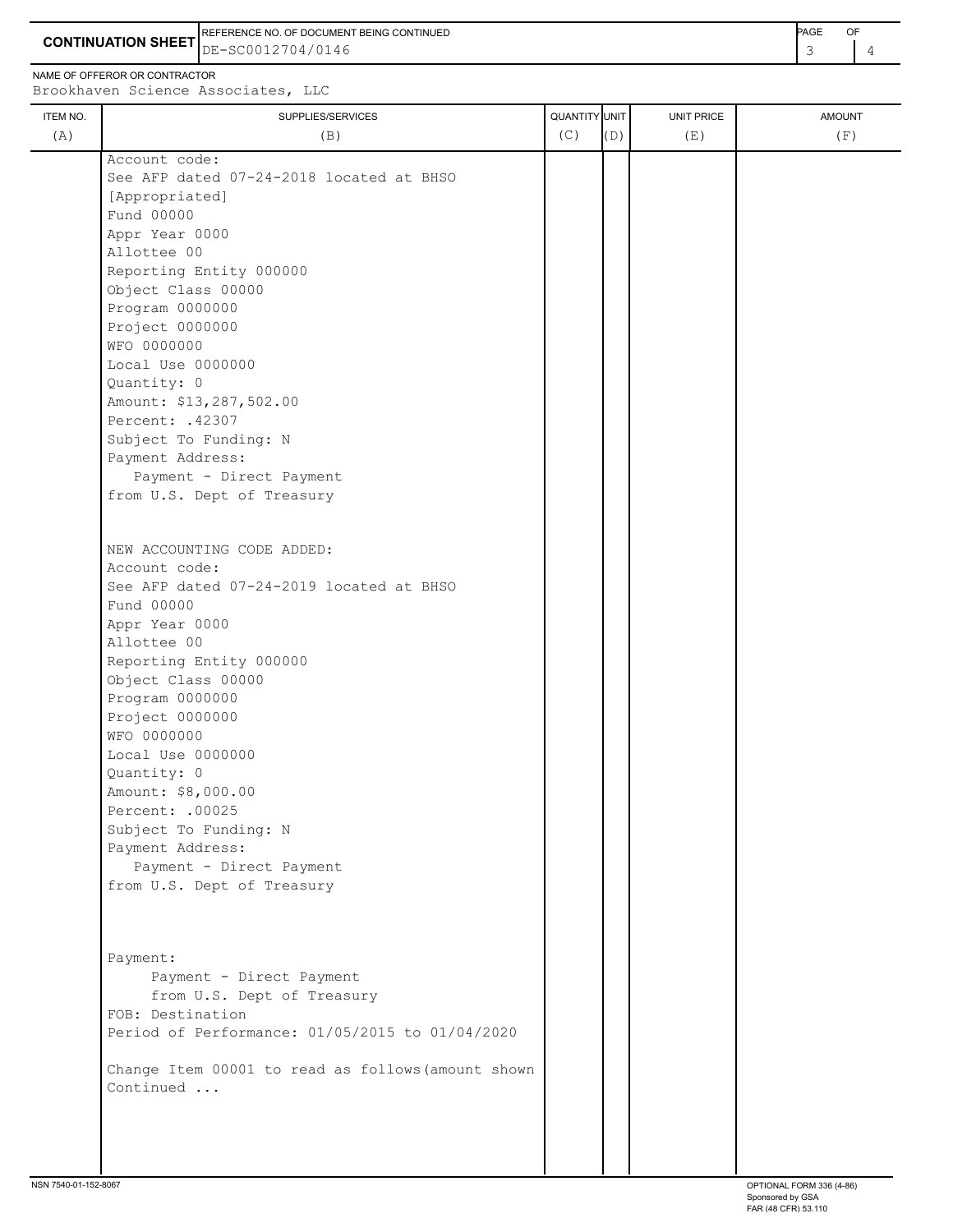**CONTINUATION SHEET**

REFERENCE NO. OF DOCUMENT BEING CONTINUED: DE-SC0012704/0146

NAME OF OFFEROR OR CONTRACTOR: Brookhaven Science Associates, LLC

| ITEM NO. (A) | SUPPLIES/SERVICES (B) | QUANTITY (C) | UNIT (D) | UNIT PRICE (E) | AMOUNT (F) |
|---|---|---|---|---|---|
| | Account code:<br>See AFP dated 07-24-2018 located at BHSO<br>[Appropriated]<br>Fund 00000<br>Appr Year 0000<br>Allottee 00<br>Reporting Entity 000000<br>Object Class 00000<br>Program 0000000<br>Project 0000000<br>WFO 0000000<br>Local Use 0000000<br>Quantity: 0<br>Amount: $13,287,502.00<br>Percent: .42307<br>Subject To Funding: N<br>Payment Address:<br>Payment - Direct Payment<br>from U.S. Dept of Treasury | | | | |
| | NEW ACCOUNTING CODE ADDED:<br>Account code:<br>See AFP dated 07-24-2019 located at BHSO<br>Fund 00000<br>Appr Year 0000<br>Allottee 00<br>Reporting Entity 000000<br>Object Class 00000<br>Program 0000000<br>Project 0000000<br>WFO 0000000<br>Local Use 0000000<br>Quantity: 0<br>Amount: $8,000.00<br>Percent: .00025<br>Subject To Funding: N<br>Payment Address:<br>Payment - Direct Payment<br>from U.S. Dept of Treasury | | | | |
| | Payment:<br>Payment - Direct Payment<br>from U.S. Dept of Treasury<br>FOB: Destination<br>Period of Performance: 01/05/2015 to 01/04/2020 | | | | |
| | Change Item 00001 to read as follows(amount shown<br>Continued ... | | | | |

NSN 7540-01-152-8067

OPTIONAL FORM 336 (4-86)
Sponsored by GSA
FAR (48 CFR) 53.110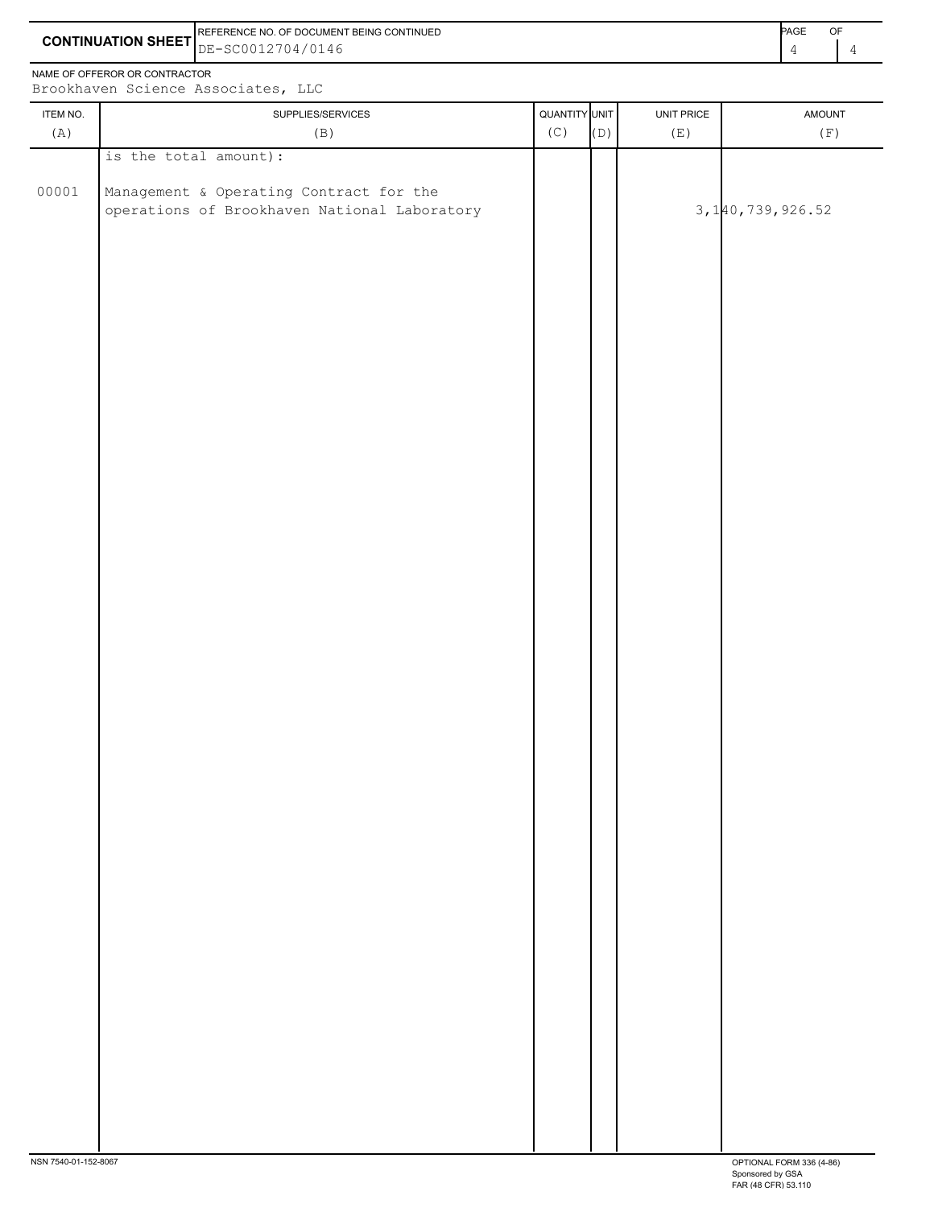**CONTINUATION SHEET**

REFERENCE NO. OF DOCUMENT BEING CONTINUED
DE-SC0012704/0146

NAME OF OFFEROR OR CONTRACTOR
Brookhaven Science Associates, LLC

| ITEM NO. (A) | SUPPLIES/SERVICES (B) | QUANTITY (C) | UNIT (D) | UNIT PRICE (E) | AMOUNT (F) |
|---|---|---|---|---|---|
| | is the total amount): | | | | |
| 00001 | Management & Operating Contract for the operations of Brookhaven National Laboratory | | | | 3,140,739,926.52 |

NSN 7540-01-152-8067

OPTIONAL FORM 336 (4-86)
Sponsored by GSA
FAR (48 CFR) 53.110